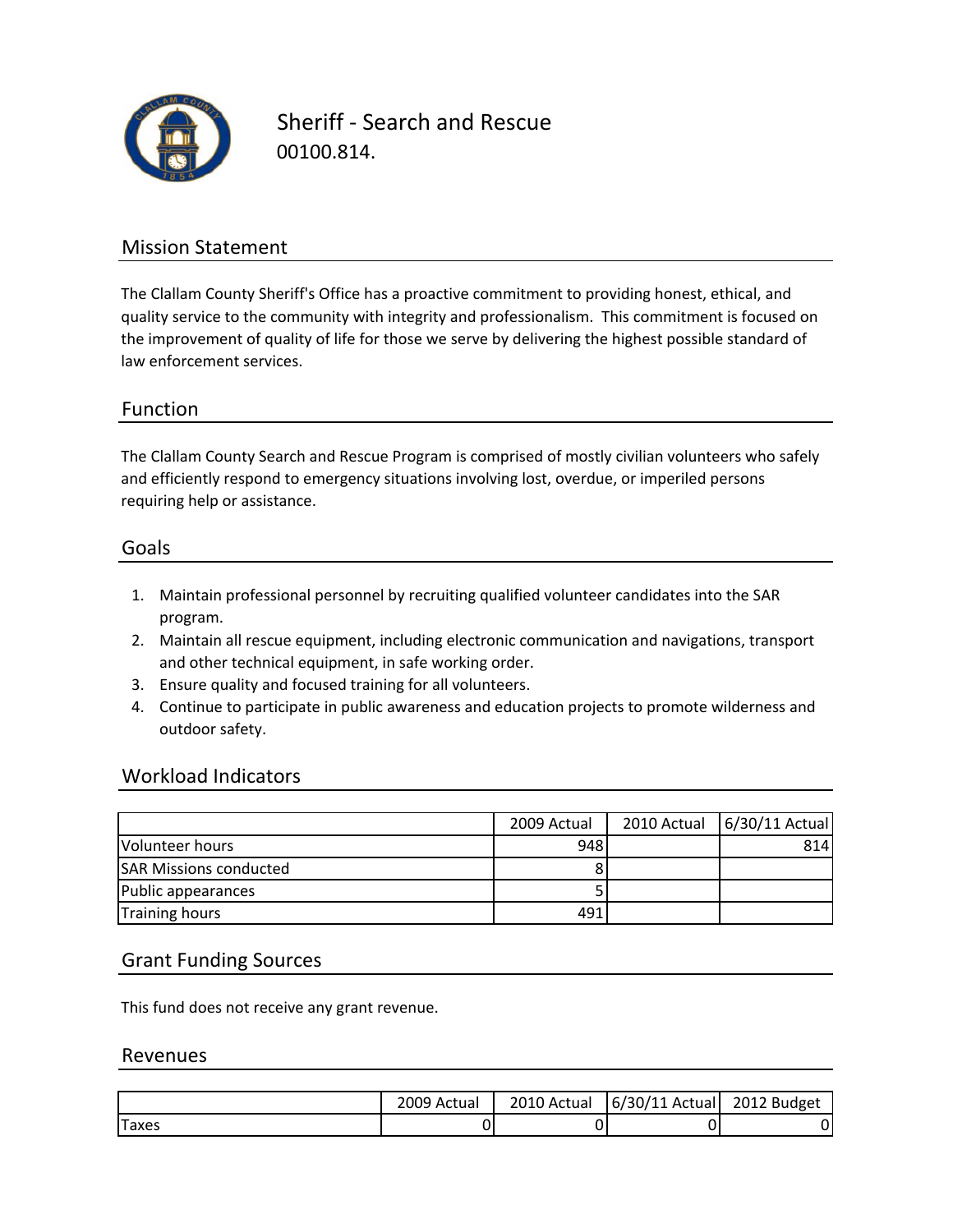# Sheriff - Search and Rescue

00100.814.

## Mission Statement

The Clallam County Sheriff's Office has a proactive commitment to providing honest, ethical, and quality service to the community with integrity and professionalism. This commitment is focused on the improvement of quality of life for those we serve by delivering the highest possible standard of law enforcement services.

## Function

The Clallam County Search and Rescue Program is comprised of mostly civilian volunteers who safely and efficiently respond to emergency situations involving lost, overdue, or imperiled persons requiring help or assistance.

## Goals

1. Maintain professional personnel by recruiting qualified volunteer candidates into the SAR program.
2. Maintain all rescue equipment, including electronic communication and navigations, transport and other technical equipment, in safe working order.
3. Ensure quality and focused training for all volunteers.
4. Continue to participate in public awareness and education projects to promote wilderness and outdoor safety.

## Workload Indicators

| | 2009 Actual | 2010 Actual | 6/30/11 Actual |
|---|---|---|---|
| Volunteer hours | 948 | | 814 |
| SAR Missions conducted | 8 | | |
| Public appearances | 5 | | |
| Training hours | 491 | | |

## Grant Funding Sources

This fund does not receive any grant revenue.

## Revenues

| | 2009 Actual | 2010 Actual | 6/30/11 Actual | 2012 Budget |
|---|---|---|---|---|
| Taxes | 0 | 0 | 0 | 0 |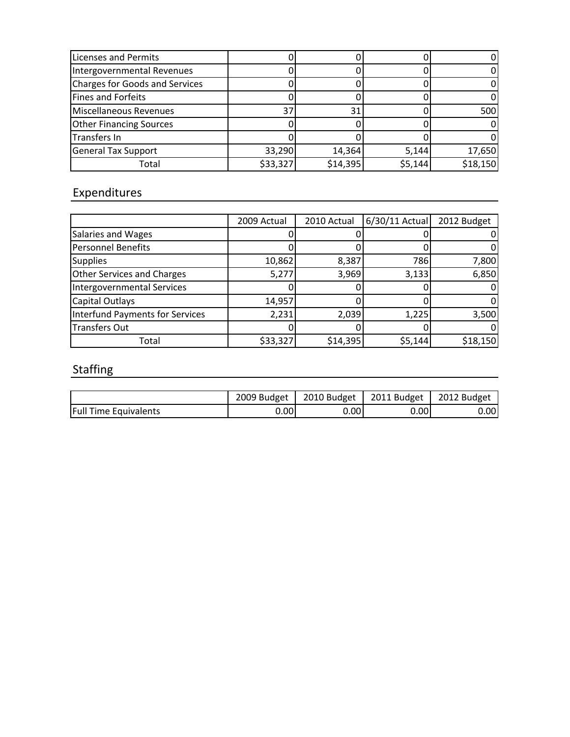| | | | | |
|---|---|---|---|---|
| Licenses and Permits | 0 | 0 | 0 | 0 |
| Intergovernmental Revenues | 0 | 0 | 0 | 0 |
| Charges for Goods and Services | 0 | 0 | 0 | 0 |
| Fines and Forfeits | 0 | 0 | 0 | 0 |
| Miscellaneous Revenues | 37 | 31 | 0 | 500 |
| Other Financing Sources | 0 | 0 | 0 | 0 |
| Transfers In | 0 | 0 | 0 | 0 |
| General Tax Support | 33,290 | 14,364 | 5,144 | 17,650 |
| Total | $33,327 | $14,395 | $5,144 | $18,150 |

## Expenditures

| | 2009 Actual | 2010 Actual | 6/30/11 Actual | 2012 Budget |
|---|---|---|---|---|
| Salaries and Wages | 0 | 0 | 0 | 0 |
| Personnel Benefits | 0 | 0 | 0 | 0 |
| Supplies | 10,862 | 8,387 | 786 | 7,800 |
| Other Services and Charges | 5,277 | 3,969 | 3,133 | 6,850 |
| Intergovernmental Services | 0 | 0 | 0 | 0 |
| Capital Outlays | 14,957 | 0 | 0 | 0 |
| Interfund Payments for Services | 2,231 | 2,039 | 1,225 | 3,500 |
| Transfers Out | 0 | 0 | 0 | 0 |
| Total | $33,327 | $14,395 | $5,144 | $18,150 |

## Staffing

| | 2009 Budget | 2010 Budget | 2011 Budget | 2012 Budget |
|---|---|---|---|---|
| Full Time Equivalents | 0.00 | 0.00 | 0.00 | 0.00 |